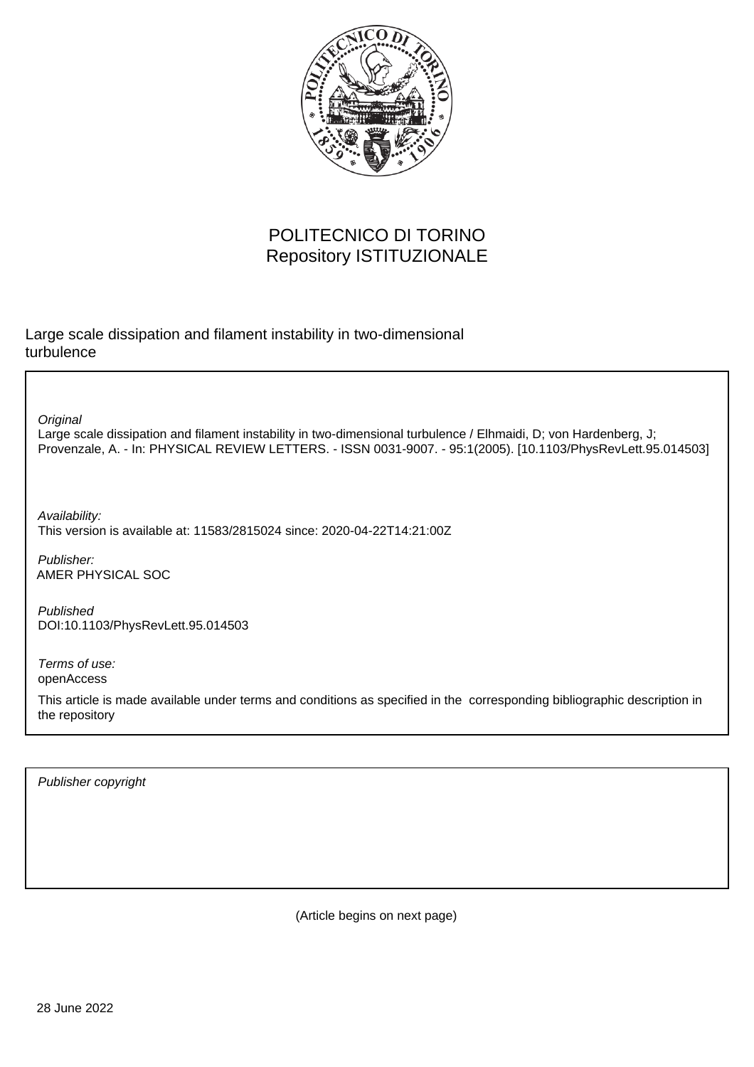POLITECNICO DI TORINO
Repository ISTITUZIONALE

Large scale dissipation and filament instability in two-dimensional turbulence

*Original*
Large scale dissipation and filament instability in two-dimensional turbulence / Elhmaidi, D; von Hardenberg, J; Provenzale, A. - In: PHYSICAL REVIEW LETTERS. - ISSN 0031-9007. - 95:1(2005). [10.1103/PhysRevLett.95.014503]

*Availability:*
This version is available at: 11583/2815024 since: 2020-04-22T14:21:00Z

*Publisher:*
AMER PHYSICAL SOC

*Published*
DOI:10.1103/PhysRevLett.95.014503

*Terms of use:*
openAccess

This article is made available under terms and conditions as specified in the corresponding bibliographic description in the repository

*Publisher copyright*

(Article begins on next page)

28 June 2022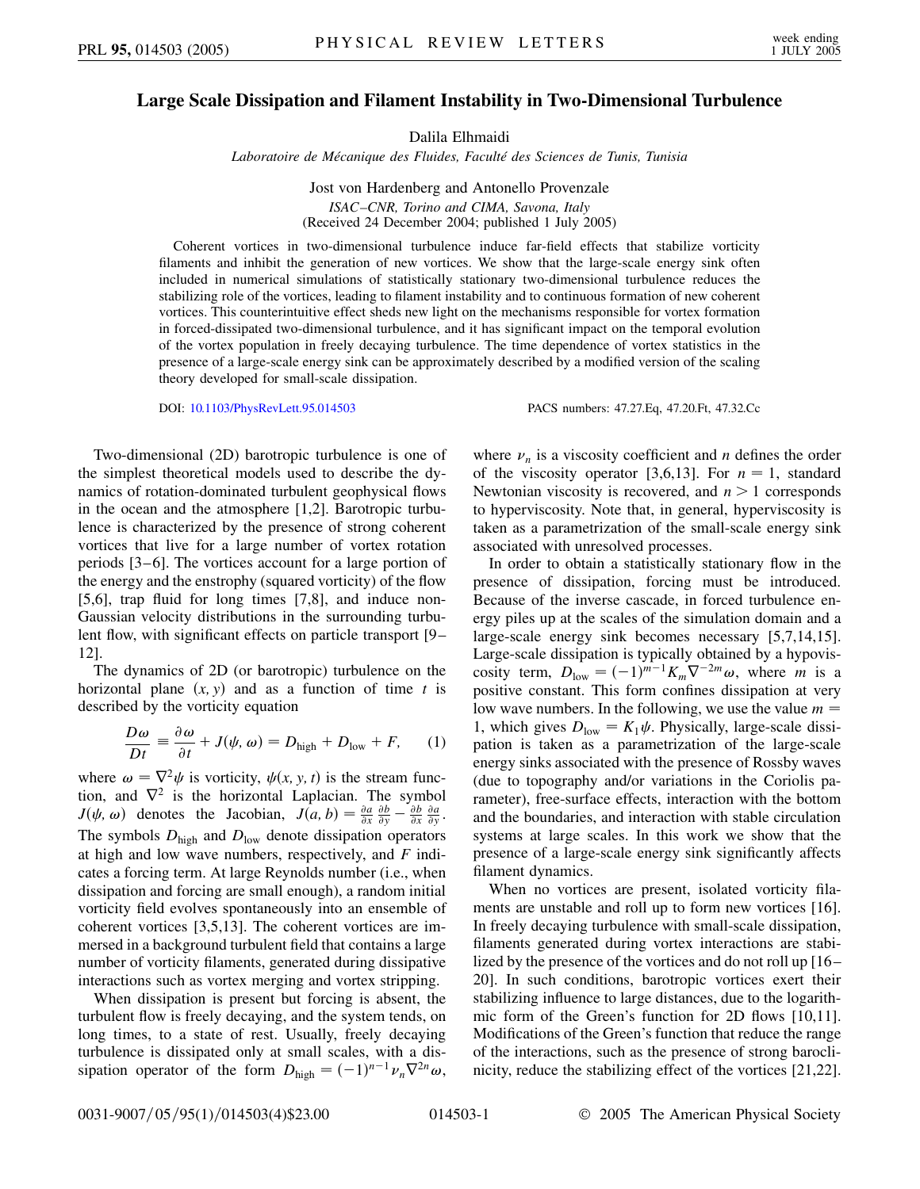# Large Scale Dissipation and Filament Instability in Two-Dimensional Turbulence

Dalila Elhmaidi

*Laboratoire de Mécanique des Fluides, Faculté des Sciences de Tunis, Tunisia*

Jost von Hardenberg and Antonello Provenzale

*ISAC–CNR, Torino and CIMA, Savona, Italy*

(Received 24 December 2004; published 1 July 2005)

Coherent vortices in two-dimensional turbulence induce far-field effects that stabilize vorticity filaments and inhibit the generation of new vortices. We show that the large-scale energy sink often included in numerical simulations of statistically stationary two-dimensional turbulence reduces the stabilizing role of the vortices, leading to filament instability and to continuous formation of new coherent vortices. This counterintuitive effect sheds new light on the mechanisms responsible for vortex formation in forced-dissipated two-dimensional turbulence, and it has significant impact on the temporal evolution of the vortex population in freely decaying turbulence. The time dependence of vortex statistics in the presence of a large-scale energy sink can be approximately described by a modified version of the scaling theory developed for small-scale dissipation.

DOI: 10.1103/PhysRevLett.95.014503

PACS numbers: 47.27.Eq, 47.20.Ft, 47.32.Cc

Two-dimensional (2D) barotropic turbulence is one of the simplest theoretical models used to describe the dynamics of rotation-dominated turbulent geophysical flows in the ocean and the atmosphere [1,2]. Barotropic turbulence is characterized by the presence of strong coherent vortices that live for a large number of vortex rotation periods [3–6]. The vortices account for a large portion of the energy and the enstrophy (squared vorticity) of the flow [5,6], trap fluid for long times [7,8], and induce non-Gaussian velocity distributions in the surrounding turbulent flow, with significant effects on particle transport [9–12].

The dynamics of 2D (or barotropic) turbulence on the horizontal plane $(x, y)$ and as a function of time $t$ is described by the vorticity equation

$$\frac{D\omega}{Dt} \equiv \frac{\partial \omega}{\partial t} + J(\psi, \omega) = D_{\rm high} + D_{\rm low} + F, \qquad (1)$$

where $\omega = \nabla^2\psi$ is vorticity, $\psi(x, y, t)$ is the stream function, and $\nabla^2$ is the horizontal Laplacian. The symbol $J(\psi, \omega)$ denotes the Jacobian, $J(a, b) = \frac{\partial a}{\partial x}\frac{\partial b}{\partial y} - \frac{\partial b}{\partial x}\frac{\partial a}{\partial y}$. The symbols $D_{\rm high}$ and $D_{\rm low}$ denote dissipation operators at high and low wave numbers, respectively, and $F$ indicates a forcing term. At large Reynolds number (i.e., when dissipation and forcing are small enough), a random initial vorticity field evolves spontaneously into an ensemble of coherent vortices [3,5,13]. The coherent vortices are immersed in a background turbulent field that contains a large number of vorticity filaments, generated during dissipative interactions such as vortex merging and vortex stripping.

When dissipation is present but forcing is absent, the turbulent flow is freely decaying, and the system tends, on long times, to a state of rest. Usually, freely decaying turbulence is dissipated only at small scales, with a dissipation operator of the form $D_{\rm high} = (-1)^{n-1}\nu_n\nabla^{2n}\omega$, where $\nu_n$ is a viscosity coefficient and $n$ defines the order of the viscosity operator [3,6,13]. For $n = 1$, standard Newtonian viscosity is recovered, and $n > 1$ corresponds to hyperviscosity. Note that, in general, hyperviscosity is taken as a parametrization of the small-scale energy sink associated with unresolved processes.

In order to obtain a statistically stationary flow in the presence of dissipation, forcing must be introduced. Because of the inverse cascade, in forced turbulence energy piles up at the scales of the simulation domain and a large-scale energy sink becomes necessary [5,7,14,15]. Large-scale dissipation is typically obtained by a hypoviscosity term, $D_{\rm low} = (-1)^{m-1}K_m\nabla^{-2m}\omega$, where $m$ is a positive constant. This form confines dissipation at very low wave numbers. In the following, we use the value $m = 1$, which gives $D_{\rm low} = K_1\psi$. Physically, large-scale dissipation is taken as a parametrization of the large-scale energy sinks associated with the presence of Rossby waves (due to topography and/or variations in the Coriolis parameter), free-surface effects, interaction with the bottom and the boundaries, and interaction with stable circulation systems at large scales. In this work we show that the presence of a large-scale energy sink significantly affects filament dynamics.

When no vortices are present, isolated vorticity filaments are unstable and roll up to form new vortices [16]. In freely decaying turbulence with small-scale dissipation, filaments generated during vortex interactions are stabilized by the presence of the vortices and do not roll up [16–20]. In such conditions, barotropic vortices exert their stabilizing influence to large distances, due to the logarithmic form of the Green's function for 2D flows [10,11]. Modifications of the Green's function that reduce the range of the interactions, such as the presence of strong baroclinicity, reduce the stabilizing effect of the vortices [21,22].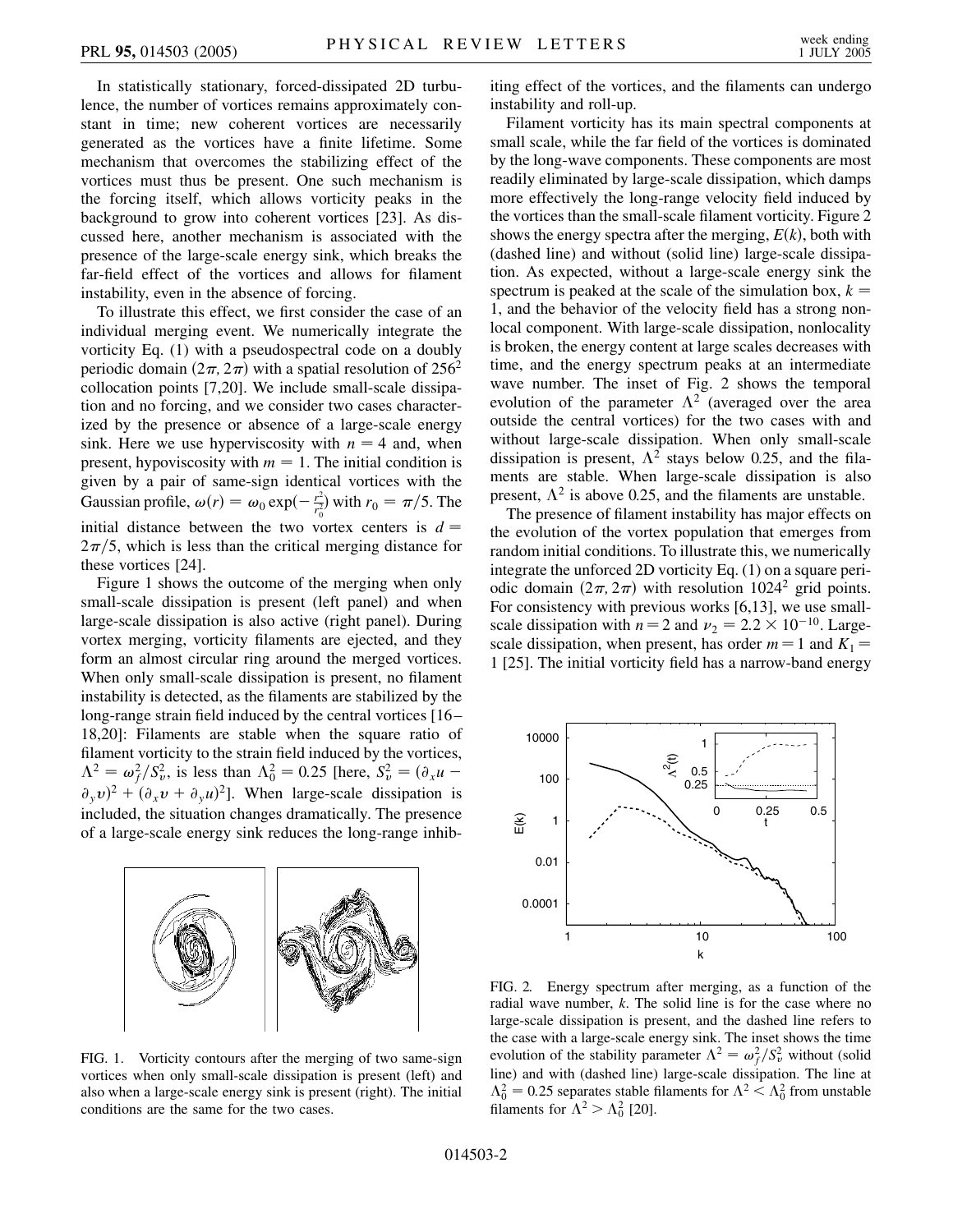In statistically stationary, forced-dissipated 2D turbulence, the number of vortices remains approximately constant in time; new coherent vortices are necessarily generated as the vortices have a finite lifetime. Some mechanism that overcomes the stabilizing effect of the vortices must thus be present. One such mechanism is the forcing itself, which allows vorticity peaks in the background to grow into coherent vortices [23]. As discussed here, another mechanism is associated with the presence of the large-scale energy sink, which breaks the far-field effect of the vortices and allows for filament instability, even in the absence of forcing.

To illustrate this effect, we first consider the case of an individual merging event. We numerically integrate the vorticity Eq. (1) with a pseudospectral code on a doubly periodic domain $(2\pi, 2\pi)$ with a spatial resolution of $256^2$ collocation points [7,20]. We include small-scale dissipation and no forcing, and we consider two cases characterized by the presence or absence of a large-scale energy sink. Here we use hyperviscosity with $n = 4$ and, when present, hypoviscosity with $m = 1$. The initial condition is given by a pair of same-sign identical vortices with the Gaussian profile, $\omega(r) = \omega_0 \exp(-\frac{r^2}{r_0^2})$ with $r_0 = \pi/5$. The initial distance between the two vortex centers is $d = 2\pi/5$, which is less than the critical merging distance for these vortices [24].

Figure 1 shows the outcome of the merging when only small-scale dissipation is present (left panel) and when large-scale dissipation is also active (right panel). During vortex merging, vorticity filaments are ejected, and they form an almost circular ring around the merged vortices. When only small-scale dissipation is present, no filament instability is detected, as the filaments are stabilized by the long-range strain field induced by the central vortices [16–18,20]: Filaments are stable when the square ratio of filament vorticity to the strain field induced by the vortices, $\Lambda^2 = \omega_f^2/S_v^2$, is less than $\Lambda_0^2 = 0.25$ [here, $S_v^2 = (\partial_x u - \partial_y v)^2 + (\partial_x v + \partial_y u)^2$]. When large-scale dissipation is included, the situation changes dramatically. The presence of a large-scale energy sink reduces the long-range inhibiting effect of the vortices, and the filaments can undergo instability and roll-up.

FIG. 1. Vorticity contours after the merging of two same-sign vortices when only small-scale dissipation is present (left) and also when a large-scale energy sink is present (right). The initial conditions are the same for the two cases.

Filament vorticity has its main spectral components at small scale, while the far field of the vortices is dominated by the long-wave components. These components are most readily eliminated by large-scale dissipation, which damps more effectively the long-range velocity field induced by the vortices than the small-scale filament vorticity. Figure 2 shows the energy spectra after the merging, $E(k)$, both with (dashed line) and without (solid line) large-scale dissipation. As expected, without a large-scale energy sink the spectrum is peaked at the scale of the simulation box, $k = 1$, and the behavior of the velocity field has a strong nonlocal component. With large-scale dissipation, nonlocality is broken, the energy content at large scales decreases with time, and the energy spectrum peaks at an intermediate wave number. The inset of Fig. 2 shows the temporal evolution of the parameter $\Lambda^2$ (averaged over the area outside the central vortices) for the two cases with and without large-scale dissipation. When only small-scale dissipation is present, $\Lambda^2$ stays below 0.25, and the filaments are stable. When large-scale dissipation is also present, $\Lambda^2$ is above 0.25, and the filaments are unstable.

The presence of filament instability has major effects on the evolution of the vortex population that emerges from random initial conditions. To illustrate this, we numerically integrate the unforced 2D vorticity Eq. (1) on a square periodic domain $(2\pi, 2\pi)$ with resolution $1024^2$ grid points. For consistency with previous works [6,13], we use small-scale dissipation with $n = 2$ and $\nu_2 = 2.2 \times 10^{-10}$. Large-scale dissipation, when present, has order $m = 1$ and $K_1 = 1$ [25]. The initial vorticity field has a narrow-band energy

FIG. 2. Energy spectrum after merging, as a function of the radial wave number, $k$. The solid line is for the case where no large-scale dissipation is present, and the dashed line refers to the case with a large-scale energy sink. The inset shows the time evolution of the stability parameter $\Lambda^2 = \omega_f^2/S_v^2$ without (solid line) and with (dashed line) large-scale dissipation. The line at $\Lambda_0^2 = 0.25$ separates stable filaments for $\Lambda^2 < \Lambda_0^2$ from unstable filaments for $\Lambda^2 > \Lambda_0^2$ [20].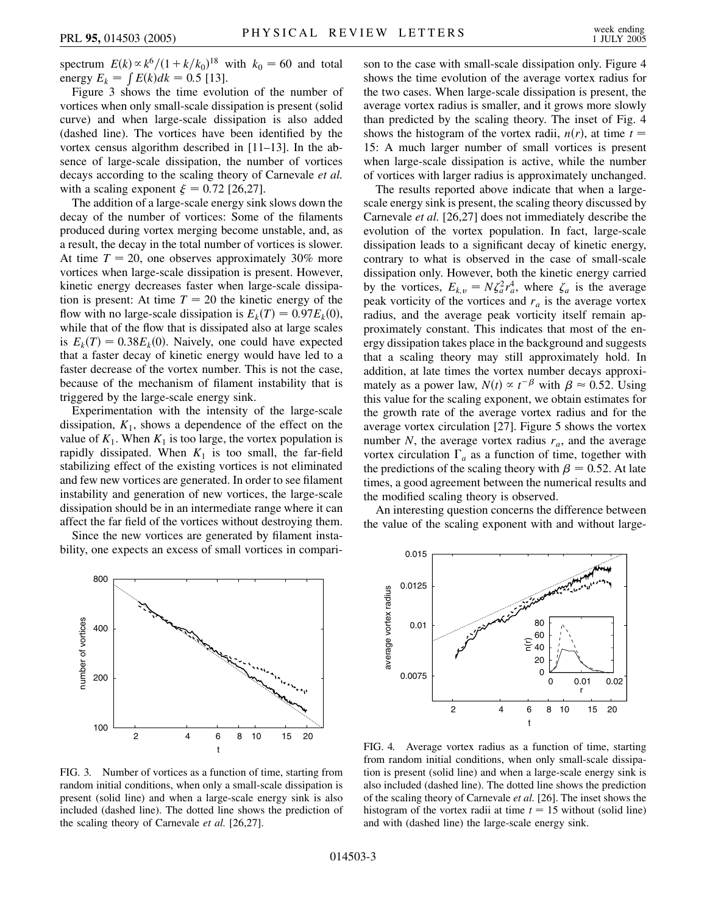spectrum $E(k) \propto k^6/(1 + k/k_0)^{18}$ with $k_0 = 60$ and total energy $E_k = \int E(k)dk = 0.5$ [13].

Figure 3 shows the time evolution of the number of vortices when only small-scale dissipation is present (solid curve) and when large-scale dissipation is also added (dashed line). The vortices have been identified by the vortex census algorithm described in [11–13]. In the absence of large-scale dissipation, the number of vortices decays according to the scaling theory of Carnevale *et al.* with a scaling exponent $\xi = 0.72$ [26,27].

The addition of a large-scale energy sink slows down the decay of the number of vortices: Some of the filaments produced during vortex merging become unstable, and, as a result, the decay in the total number of vortices is slower. At time $T = 20$, one observes approximately 30% more vortices when large-scale dissipation is present. However, kinetic energy decreases faster when large-scale dissipation is present: At time $T = 20$ the kinetic energy of the flow with no large-scale dissipation is $E_k(T) = 0.97E_k(0)$, while that of the flow that is dissipated also at large scales is $E_k(T) = 0.38E_k(0)$. Naively, one could have expected that a faster decay of kinetic energy would have led to a faster decrease of the vortex number. This is not the case, because of the mechanism of filament instability that is triggered by the large-scale energy sink.

Experimentation with the intensity of the large-scale dissipation, $K_1$, shows a dependence of the effect on the value of $K_1$. When $K_1$ is too large, the vortex population is rapidly dissipated. When $K_1$ is too small, the far-field stabilizing effect of the existing vortices is not eliminated and few new vortices are generated. In order to see filament instability and generation of new vortices, the large-scale dissipation should be in an intermediate range where it can affect the far field of the vortices without destroying them.

Since the new vortices are generated by filament instability, one expects an excess of small vortices in comparison to the case with small-scale dissipation only. Figure 4 shows the time evolution of the average vortex radius for the two cases. When large-scale dissipation is present, the average vortex radius is smaller, and it grows more slowly than predicted by the scaling theory. The inset of Fig. 4 shows the histogram of the vortex radii, $n(r)$, at time $t = 15$: A much larger number of small vortices is present when large-scale dissipation is active, while the number of vortices with larger radius is approximately unchanged.

The results reported above indicate that when a large-scale energy sink is present, the scaling theory discussed by Carnevale *et al.* [26,27] does not immediately describe the evolution of the vortex population. In fact, large-scale dissipation leads to a significant decay of kinetic energy, contrary to what is observed in the case of small-scale dissipation only. However, both the kinetic energy carried by the vortices, $E_{k,v} = N\zeta_a^2 r_a^4$, where $\zeta_a$ is the average peak vorticity of the vortices and $r_a$ is the average vortex radius, and the average peak vorticity itself remain approximately constant. This indicates that most of the energy dissipation takes place in the background and suggests that a scaling theory may still approximately hold. In addition, at late times the vortex number decays approximately as a power law, $N(t) \propto t^{-\beta}$ with $\beta \approx 0.52$. Using this value for the scaling exponent, we obtain estimates for the growth rate of the average vortex radius and for the average vortex circulation [27]. Figure 5 shows the vortex number $N$, the average vortex radius $r_a$, and the average vortex circulation $\Gamma_a$ as a function of time, together with the predictions of the scaling theory with $\beta = 0.52$. At late times, a good agreement between the numerical results and the modified scaling theory is observed.

An interesting question concerns the difference between the value of the scaling exponent with and without large-

FIG. 3. Number of vortices as a function of time, starting from random initial conditions, when only a small-scale dissipation is present (solid line) and when a large-scale energy sink is also included (dashed line). The dotted line shows the prediction of the scaling theory of Carnevale *et al.* [26,27].

FIG. 4. Average vortex radius as a function of time, starting from random initial conditions, when only small-scale dissipation is present (solid line) and when a large-scale energy sink is also included (dashed line). The dotted line shows the prediction of the scaling theory of Carnevale *et al.* [26]. The inset shows the histogram of the vortex radii at time $t = 15$ without (solid line) and with (dashed line) the large-scale energy sink.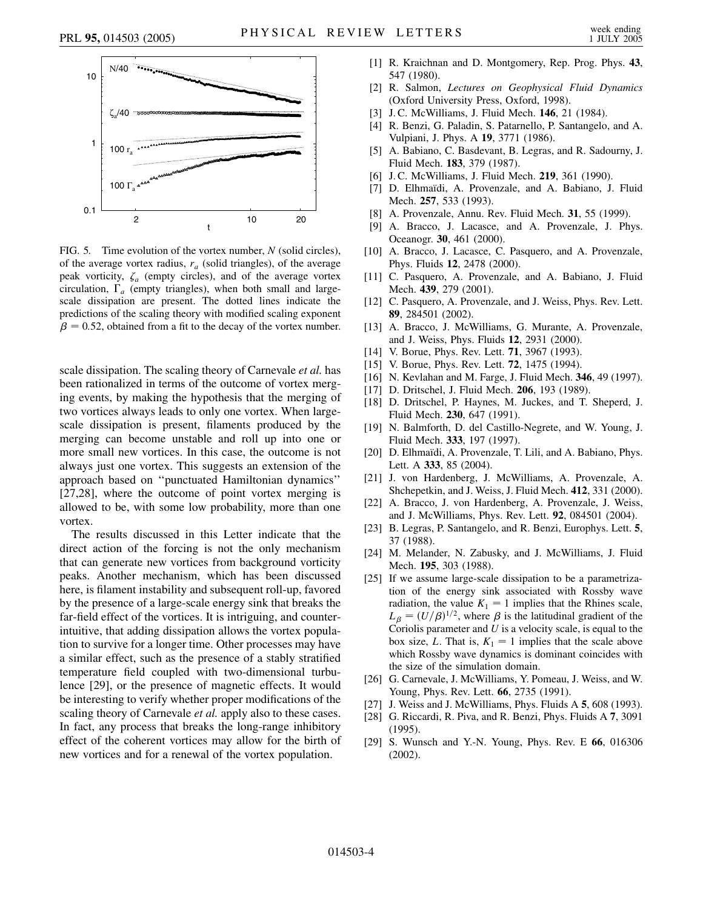N/40

$\zeta_a/40$

$100\ r_a$

$100\ \Gamma_a$

10

1

0.1

2

10

20

t

FIG. 5. Time evolution of the vortex number, $N$ (solid circles), of the average vortex radius, $r_a$ (solid triangles), of the average peak vorticity, $\zeta_a$ (empty circles), and of the average vortex circulation, $\Gamma_a$ (empty triangles), when both small and large-scale dissipation are present. The dotted lines indicate the predictions of the scaling theory with modified scaling exponent $\beta = 0.52$, obtained from a fit to the decay of the vortex number.

scale dissipation. The scaling theory of Carnevale *et al.* has been rationalized in terms of the outcome of vortex merging events, by making the hypothesis that the merging of two vortices always leads to only one vortex. When large-scale dissipation is present, filaments produced by the merging can become unstable and roll up into one or more small new vortices. In this case, the outcome is not always just one vortex. This suggests an extension of the approach based on "punctuated Hamiltonian dynamics" [27,28], where the outcome of point vortex merging is allowed to be, with some low probability, more than one vortex.

The results discussed in this Letter indicate that the direct action of the forcing is not the only mechanism that can generate new vortices from background vorticity peaks. Another mechanism, which has been discussed here, is filament instability and subsequent roll-up, favored by the presence of a large-scale energy sink that breaks the far-field effect of the vortices. It is intriguing, and counter-intuitive, that adding dissipation allows the vortex population to survive for a longer time. Other processes may have a similar effect, such as the presence of a stably stratified temperature field coupled with two-dimensional turbulence [29], or the presence of magnetic effects. It would be interesting to verify whether proper modifications of the scaling theory of Carnevale *et al.* apply also to these cases. In fact, any process that breaks the long-range inhibitory effect of the coherent vortices may allow for the birth of new vortices and for a renewal of the vortex population.

[1] R. Kraichnan and D. Montgomery, Rep. Prog. Phys. **43**, 547 (1980).

[2] R. Salmon, *Lectures on Geophysical Fluid Dynamics* (Oxford University Press, Oxford, 1998).

[3] J. C. McWilliams, J. Fluid Mech. **146**, 21 (1984).

[4] R. Benzi, G. Paladin, S. Patarnello, P. Santangelo, and A. Vulpiani, J. Phys. A **19**, 3771 (1986).

[5] A. Babiano, C. Basdevant, B. Legras, and R. Sadourny, J. Fluid Mech. **183**, 379 (1987).

[6] J. C. McWilliams, J. Fluid Mech. **219**, 361 (1990).

[7] D. Elhmaïdi, A. Provenzale, and A. Babiano, J. Fluid Mech. **257**, 533 (1993).

[8] A. Provenzale, Annu. Rev. Fluid Mech. **31**, 55 (1999).

[9] A. Bracco, J. Lacasce, and A. Provenzale, J. Phys. Oceanogr. **30**, 461 (2000).

[10] A. Bracco, J. Lacasce, C. Pasquero, and A. Provenzale, Phys. Fluids **12**, 2478 (2000).

[11] C. Pasquero, A. Provenzale, and A. Babiano, J. Fluid Mech. **439**, 279 (2001).

[12] C. Pasquero, A. Provenzale, and J. Weiss, Phys. Rev. Lett. **89**, 284501 (2002).

[13] A. Bracco, J. McWilliams, G. Murante, A. Provenzale, and J. Weiss, Phys. Fluids **12**, 2931 (2000).

[14] V. Borue, Phys. Rev. Lett. **71**, 3967 (1993).

[15] V. Borue, Phys. Rev. Lett. **72**, 1475 (1994).

[16] N. Kevlahan and M. Farge, J. Fluid Mech. **346**, 49 (1997).

[17] D. Dritschel, J. Fluid Mech. **206**, 193 (1989).

[18] D. Dritschel, P. Haynes, M. Juckes, and T. Sheperd, J. Fluid Mech. **230**, 647 (1991).

[19] N. Balmforth, D. del Castillo-Negrete, and W. Young, J. Fluid Mech. **333**, 197 (1997).

[20] D. Elhmaïdi, A. Provenzale, T. Lili, and A. Babiano, Phys. Lett. A **333**, 85 (2004).

[21] J. von Hardenberg, J. McWilliams, A. Provenzale, A. Shchepetkin, and J. Weiss, J. Fluid Mech. **412**, 331 (2000).

[22] A. Bracco, J. von Hardenberg, A. Provenzale, J. Weiss, and J. McWilliams, Phys. Rev. Lett. **92**, 084501 (2004).

[23] B. Legras, P. Santangelo, and R. Benzi, Europhys. Lett. **5**, 37 (1988).

[24] M. Melander, N. Zabusky, and J. McWilliams, J. Fluid Mech. **195**, 303 (1988).

[25] If we assume large-scale dissipation to be a parametrization of the energy sink associated with Rossby wave radiation, the value $K_1 = 1$ implies that the Rhines scale, $L_\beta = (U/\beta)^{1/2}$, where $\beta$ is the latitudinal gradient of the Coriolis parameter and $U$ is a velocity scale, is equal to the box size, $L$. That is, $K_1 = 1$ implies that the scale above which Rossby wave dynamics is dominant coincides with the size of the simulation domain.

[26] G. Carnevale, J. McWilliams, Y. Pomeau, J. Weiss, and W. Young, Phys. Rev. Lett. **66**, 2735 (1991).

[27] J. Weiss and J. McWilliams, Phys. Fluids A **5**, 608 (1993).

[28] G. Riccardi, R. Piva, and R. Benzi, Phys. Fluids A **7**, 3091 (1995).

[29] S. Wunsch and Y.-N. Young, Phys. Rev. E **66**, 016306 (2002).